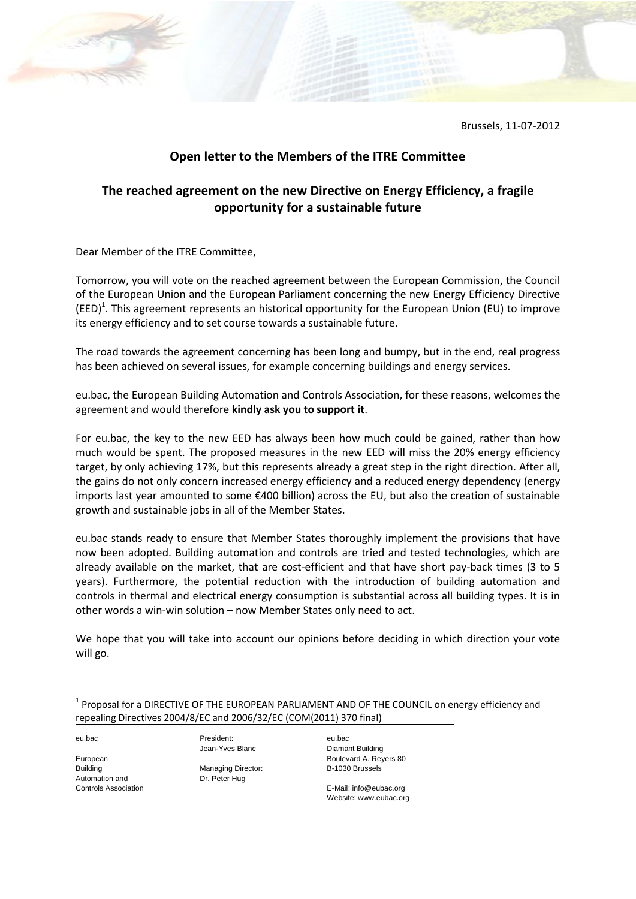Brussels, 11-07-2012

## Open letter to the Members of the ITRE Committee

## The reached agreement on the new Directive on Energy Efficiency, a fragile opportunity for a sustainable future

Dear Member of the ITRE Committee,

Tomorrow, you will vote on the reached agreement between the European Commission, the Council of the European Union and the European Parliament concerning the new Energy Efficiency Directive (EED)[1]. This agreement represents an historical opportunity for the European Union (EU) to improve its energy efficiency and to set course towards a sustainable future.

The road towards the agreement concerning has been long and bumpy, but in the end, real progress has been achieved on several issues, for example concerning buildings and energy services.

eu.bac, the European Building Automation and Controls Association, for these reasons, welcomes the agreement and would therefore **kindly ask you to support it**.

For eu.bac, the key to the new EED has always been how much could be gained, rather than how much would be spent. The proposed measures in the new EED will miss the 20% energy efficiency target, by only achieving 17%, but this represents already a great step in the right direction. After all, the gains do not only concern increased energy efficiency and a reduced energy dependency (energy imports last year amounted to some €400 billion) across the EU, but also the creation of sustainable growth and sustainable jobs in all of the Member States.

eu.bac stands ready to ensure that Member States thoroughly implement the provisions that have now been adopted. Building automation and controls are tried and tested technologies, which are already available on the market, that are cost-efficient and that have short pay-back times (3 to 5 years). Furthermore, the potential reduction with the introduction of building automation and controls in thermal and electrical energy consumption is substantial across all building types. It is in other words a win-win solution – now Member States only need to act.

We hope that you will take into account our opinions before deciding in which direction your vote will go.

---

[1] Proposal for a DIRECTIVE OF THE EUROPEAN PARLIAMENT AND OF THE COUNCIL on energy efficiency and repealing Directives 2004/8/EC and 2006/32/EC (COM(2011) 370 final)

eu.bac

European Building Automation and Controls Association

President: Jean-Yves Blanc

Managing Director: Dr. Peter Hug

eu.bac
Diamant Building
Boulevard A. Reyers 80
B-1030 Brussels

E-Mail: info@eubac.org
Website: www.eubac.org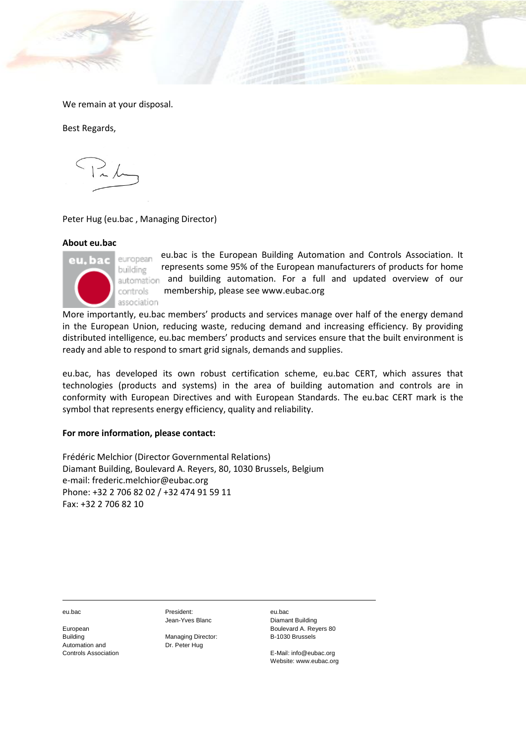We remain at your disposal.

Best Regards,

Peter Hug (eu.bac , Managing Director)

**About eu.bac**

eu.bac is the European Building Automation and Controls Association. It represents some 95% of the European manufacturers of products for home and building automation. For a full and updated overview of our membership, please see www.eubac.org

More importantly, eu.bac members' products and services manage over half of the energy demand in the European Union, reducing waste, reducing demand and increasing efficiency. By providing distributed intelligence, eu.bac members' products and services ensure that the built environment is ready and able to respond to smart grid signals, demands and supplies.

eu.bac, has developed its own robust certification scheme, eu.bac CERT, which assures that technologies (products and systems) in the area of building automation and controls are in conformity with European Directives and with European Standards. The eu.bac CERT mark is the symbol that represents energy efficiency, quality and reliability.

**For more information, please contact:**

Frédéric Melchior (Director Governmental Relations)
Diamant Building, Boulevard A. Reyers, 80, 1030 Brussels, Belgium
e-mail: frederic.melchior@eubac.org
Phone: +32 2 706 82 02 / +32 474 91 59 11
Fax: +32 2 706 82 10

eu.bac

European Building Automation and Controls Association

President:
Jean-Yves Blanc

Managing Director:
Dr. Peter Hug

eu.bac
Diamant Building
Boulevard A. Reyers 80
B-1030 Brussels

E-Mail: info@eubac.org
Website: www.eubac.org